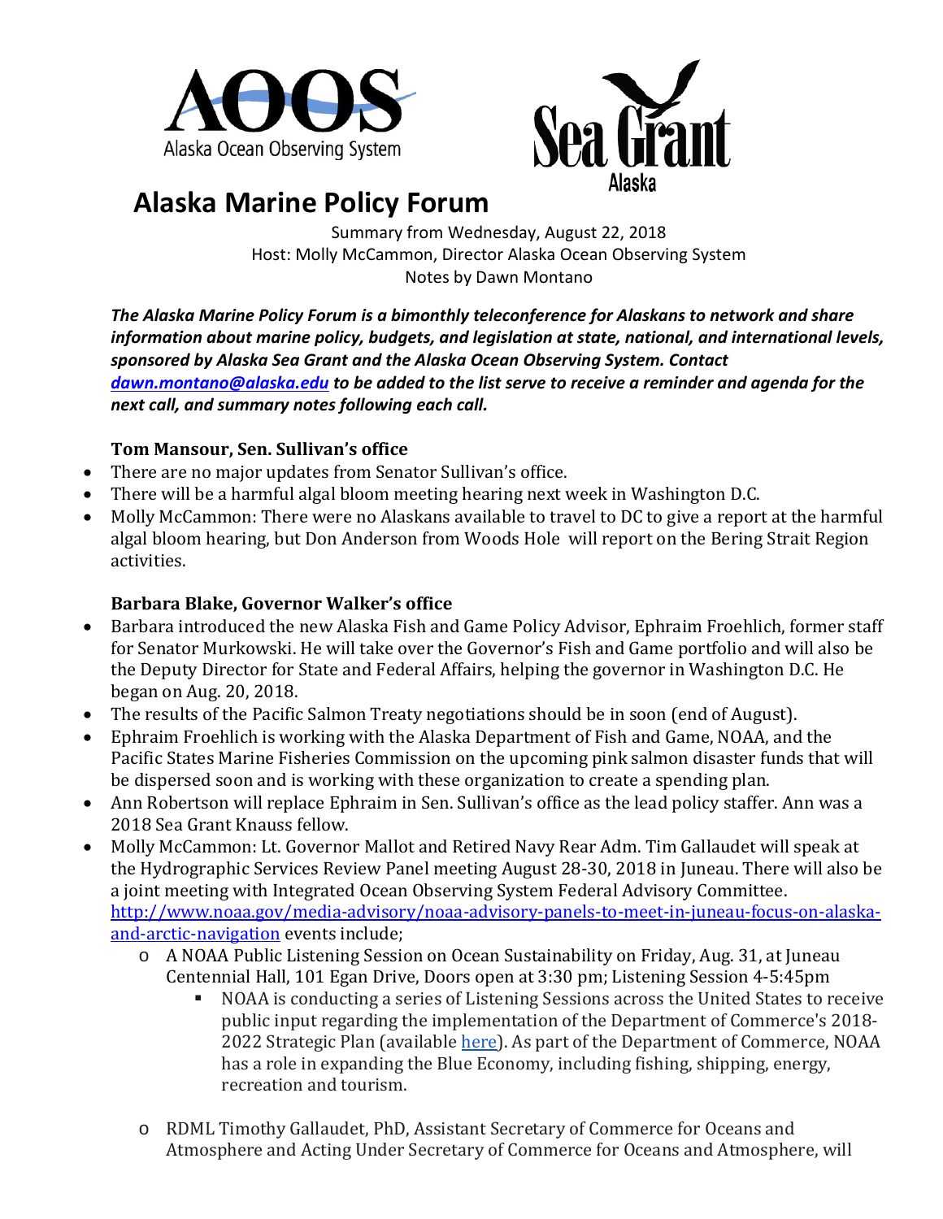# Alaska Marine Policy Forum

Summary from Wednesday, August 22, 2018
Host: Molly McCammon, Director Alaska Ocean Observing System
Notes by Dawn Montano

***The Alaska Marine Policy Forum is a bimonthly teleconference for Alaskans to network and share information about marine policy, budgets, and legislation at state, national, and international levels, sponsored by Alaska Sea Grant and the Alaska Ocean Observing System. Contact [dawn.montano@alaska.edu](mailto:dawn.montano@alaska.edu) to be added to the list serve to receive a reminder and agenda for the next call, and summary notes following each call.***

**Tom Mansour, Sen. Sullivan's office**

- There are no major updates from Senator Sullivan's office.
- There will be a harmful algal bloom meeting hearing next week in Washington D.C.
- Molly McCammon: There were no Alaskans available to travel to DC to give a report at the harmful algal bloom hearing, but Don Anderson from Woods Hole will report on the Bering Strait Region activities.

**Barbara Blake, Governor Walker's office**

- Barbara introduced the new Alaska Fish and Game Policy Advisor, Ephraim Froehlich, former staff for Senator Murkowski. He will take over the Governor's Fish and Game portfolio and will also be the Deputy Director for State and Federal Affairs, helping the governor in Washington D.C. He began on Aug. 20, 2018.
- The results of the Pacific Salmon Treaty negotiations should be in soon (end of August).
- Ephraim Froehlich is working with the Alaska Department of Fish and Game, NOAA, and the Pacific States Marine Fisheries Commission on the upcoming pink salmon disaster funds that will be dispersed soon and is working with these organization to create a spending plan.
- Ann Robertson will replace Ephraim in Sen. Sullivan's office as the lead policy staffer. Ann was a 2018 Sea Grant Knauss fellow.
- Molly McCammon: Lt. Governor Mallot and Retired Navy Rear Adm. Tim Gallaudet will speak at the Hydrographic Services Review Panel meeting August 28-30, 2018 in Juneau. There will also be a joint meeting with Integrated Ocean Observing System Federal Advisory Committee. [http://www.noaa.gov/media-advisory/noaa-advisory-panels-to-meet-in-juneau-focus-on-alaska-and-arctic-navigation](http://www.noaa.gov/media-advisory/noaa-advisory-panels-to-meet-in-juneau-focus-on-alaska-and-arctic-navigation) events include;
  - A NOAA Public Listening Session on Ocean Sustainability on Friday, Aug. 31, at Juneau Centennial Hall, 101 Egan Drive, Doors open at 3:30 pm; Listening Session 4-5:45pm
    - NOAA is conducting a series of Listening Sessions across the United States to receive public input regarding the implementation of the Department of Commerce's 2018-2022 Strategic Plan (available here). As part of the Department of Commerce, NOAA has a role in expanding the Blue Economy, including fishing, shipping, energy, recreation and tourism.
  - RDML Timothy Gallaudet, PhD, Assistant Secretary of Commerce for Oceans and Atmosphere and Acting Under Secretary of Commerce for Oceans and Atmosphere, will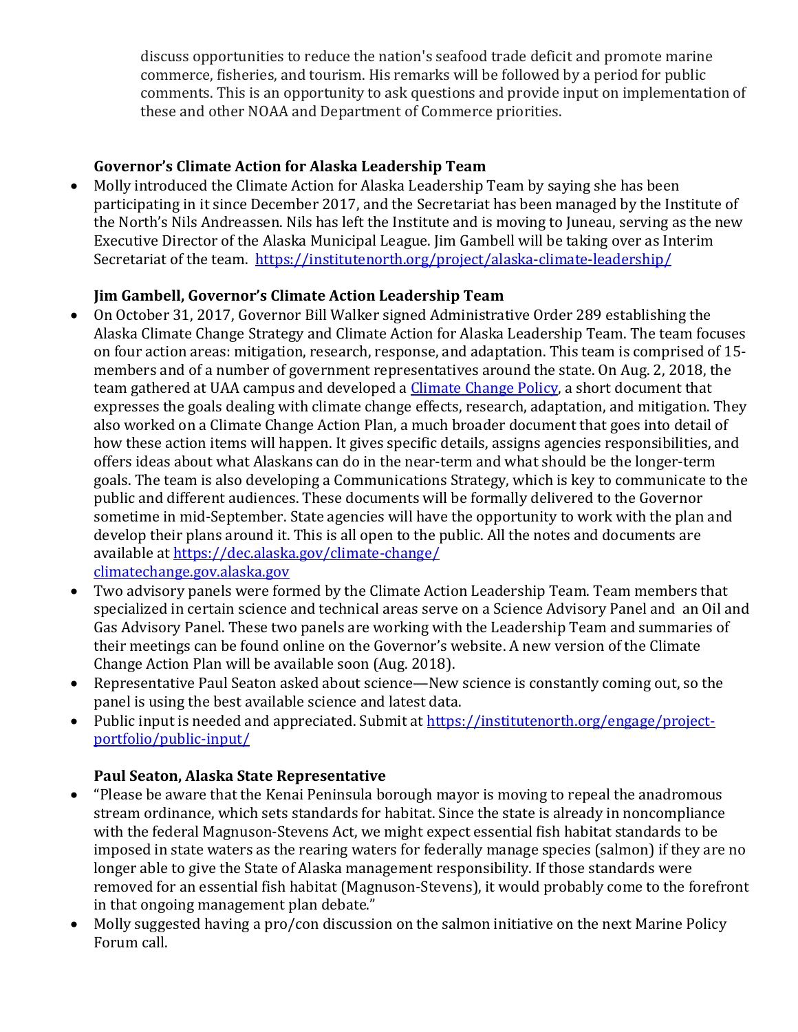discuss opportunities to reduce the nation's seafood trade deficit and promote marine commerce, fisheries, and tourism. His remarks will be followed by a period for public comments. This is an opportunity to ask questions and provide input on implementation of these and other NOAA and Department of Commerce priorities.

**Governor's Climate Action for Alaska Leadership Team**

- Molly introduced the Climate Action for Alaska Leadership Team by saying she has been participating in it since December 2017, and the Secretariat has been managed by the Institute of the North's Nils Andreassen. Nils has left the Institute and is moving to Juneau, serving as the new Executive Director of the Alaska Municipal League. Jim Gambell will be taking over as Interim Secretariat of the team. [https://institutenorth.org/project/alaska-climate-leadership/](https://institutenorth.org/project/alaska-climate-leadership/)

**Jim Gambell, Governor's Climate Action Leadership Team**

- On October 31, 2017, Governor Bill Walker signed Administrative Order 289 establishing the Alaska Climate Change Strategy and Climate Action for Alaska Leadership Team. The team focuses on four action areas: mitigation, research, response, and adaptation. This team is comprised of 15-members and of a number of government representatives around the state. On Aug. 2, 2018, the team gathered at UAA campus and developed a Climate Change Policy, a short document that expresses the goals dealing with climate change effects, research, adaptation, and mitigation. They also worked on a Climate Change Action Plan, a much broader document that goes into detail of how these action items will happen. It gives specific details, assigns agencies responsibilities, and offers ideas about what Alaskans can do in the near-term and what should be the longer-term goals. The team is also developing a Communications Strategy, which is key to communicate to the public and different audiences. These documents will be formally delivered to the Governor sometime in mid-September. State agencies will have the opportunity to work with the plan and develop their plans around it. This is all open to the public. All the notes and documents are available at [https://dec.alaska.gov/climate-change/](https://dec.alaska.gov/climate-change/) [climatechange.gov.alaska.gov](climatechange.gov.alaska.gov)
- Two advisory panels were formed by the Climate Action Leadership Team. Team members that specialized in certain science and technical areas serve on a Science Advisory Panel and an Oil and Gas Advisory Panel. These two panels are working with the Leadership Team and summaries of their meetings can be found online on the Governor's website. A new version of the Climate Change Action Plan will be available soon (Aug. 2018).
- Representative Paul Seaton asked about science—New science is constantly coming out, so the panel is using the best available science and latest data.
- Public input is needed and appreciated. Submit at [https://institutenorth.org/engage/project-portfolio/public-input/](https://institutenorth.org/engage/project-portfolio/public-input/)

**Paul Seaton, Alaska State Representative**

- "Please be aware that the Kenai Peninsula borough mayor is moving to repeal the anadromous stream ordinance, which sets standards for habitat. Since the state is already in noncompliance with the federal Magnuson-Stevens Act, we might expect essential fish habitat standards to be imposed in state waters as the rearing waters for federally manage species (salmon) if they are no longer able to give the State of Alaska management responsibility. If those standards were removed for an essential fish habitat (Magnuson-Stevens), it would probably come to the forefront in that ongoing management plan debate."
- Molly suggested having a pro/con discussion on the salmon initiative on the next Marine Policy Forum call.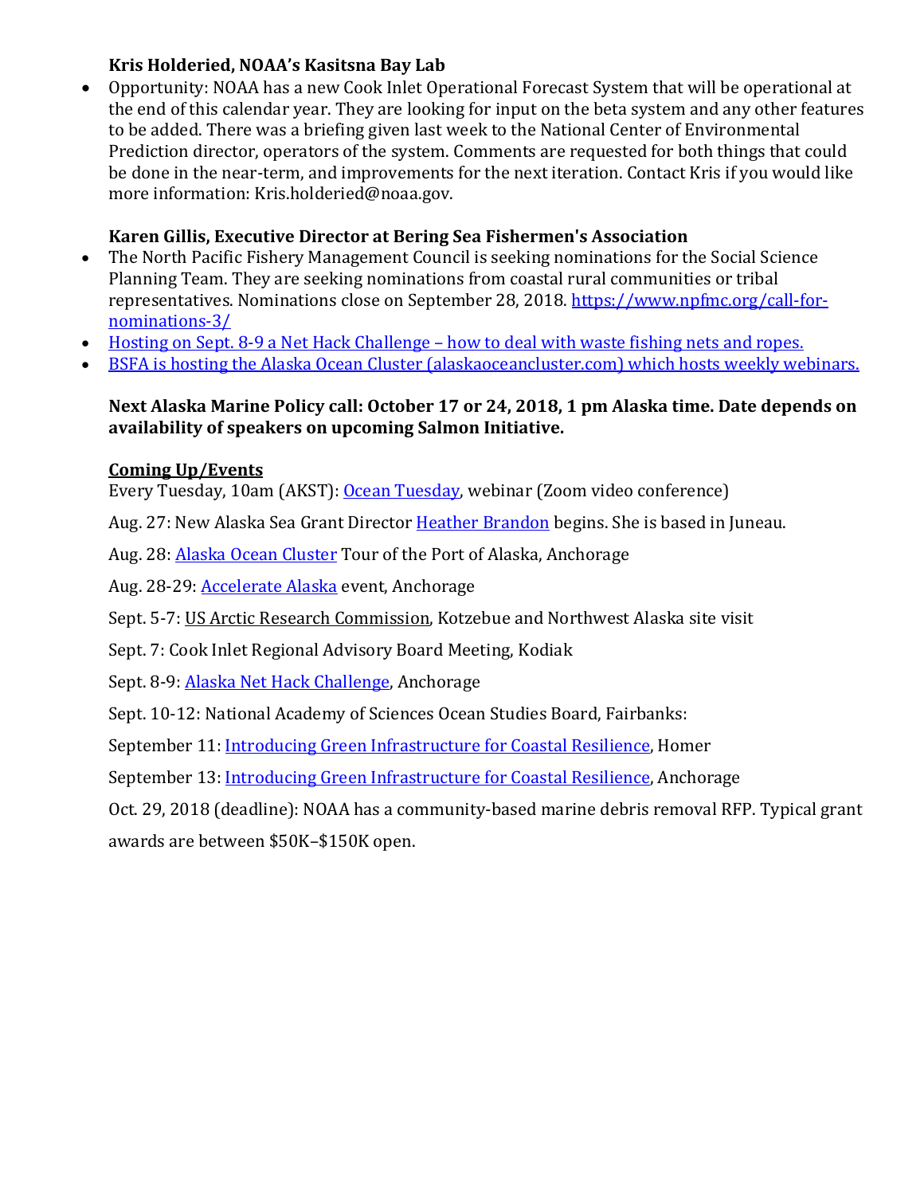**Kris Holderied, NOAA's Kasitsna Bay Lab**

- Opportunity: NOAA has a new Cook Inlet Operational Forecast System that will be operational at the end of this calendar year. They are looking for input on the beta system and any other features to be added. There was a briefing given last week to the National Center of Environmental Prediction director, operators of the system. Comments are requested for both things that could be done in the near-term, and improvements for the next iteration. Contact Kris if you would like more information: Kris.holderied@noaa.gov.

**Karen Gillis, Executive Director at Bering Sea Fishermen's Association**

- The North Pacific Fishery Management Council is seeking nominations for the Social Science Planning Team. They are seeking nominations from coastal rural communities or tribal representatives. Nominations close on September 28, 2018. https://www.npfmc.org/call-for-nominations-3/
- Hosting on Sept. 8-9 a Net Hack Challenge – how to deal with waste fishing nets and ropes.
- BSFA is hosting the Alaska Ocean Cluster (alaskaoceancluster.com) which hosts weekly webinars.

**Next Alaska Marine Policy call: October 17 or 24, 2018, 1 pm Alaska time. Date depends on availability of speakers on upcoming Salmon Initiative.**

**Coming Up/Events**

Every Tuesday, 10am (AKST): Ocean Tuesday, webinar (Zoom video conference)

Aug. 27: New Alaska Sea Grant Director Heather Brandon begins. She is based in Juneau.

Aug. 28: Alaska Ocean Cluster Tour of the Port of Alaska, Anchorage

Aug. 28-29: Accelerate Alaska event, Anchorage

Sept. 5-7: US Arctic Research Commission, Kotzebue and Northwest Alaska site visit

Sept. 7: Cook Inlet Regional Advisory Board Meeting, Kodiak

Sept. 8-9: Alaska Net Hack Challenge, Anchorage

Sept. 10-12: National Academy of Sciences Ocean Studies Board, Fairbanks:

September 11: Introducing Green Infrastructure for Coastal Resilience, Homer

September 13: Introducing Green Infrastructure for Coastal Resilience, Anchorage

Oct. 29, 2018 (deadline): NOAA has a community-based marine debris removal RFP. Typical grant awards are between $50K–$150K open.